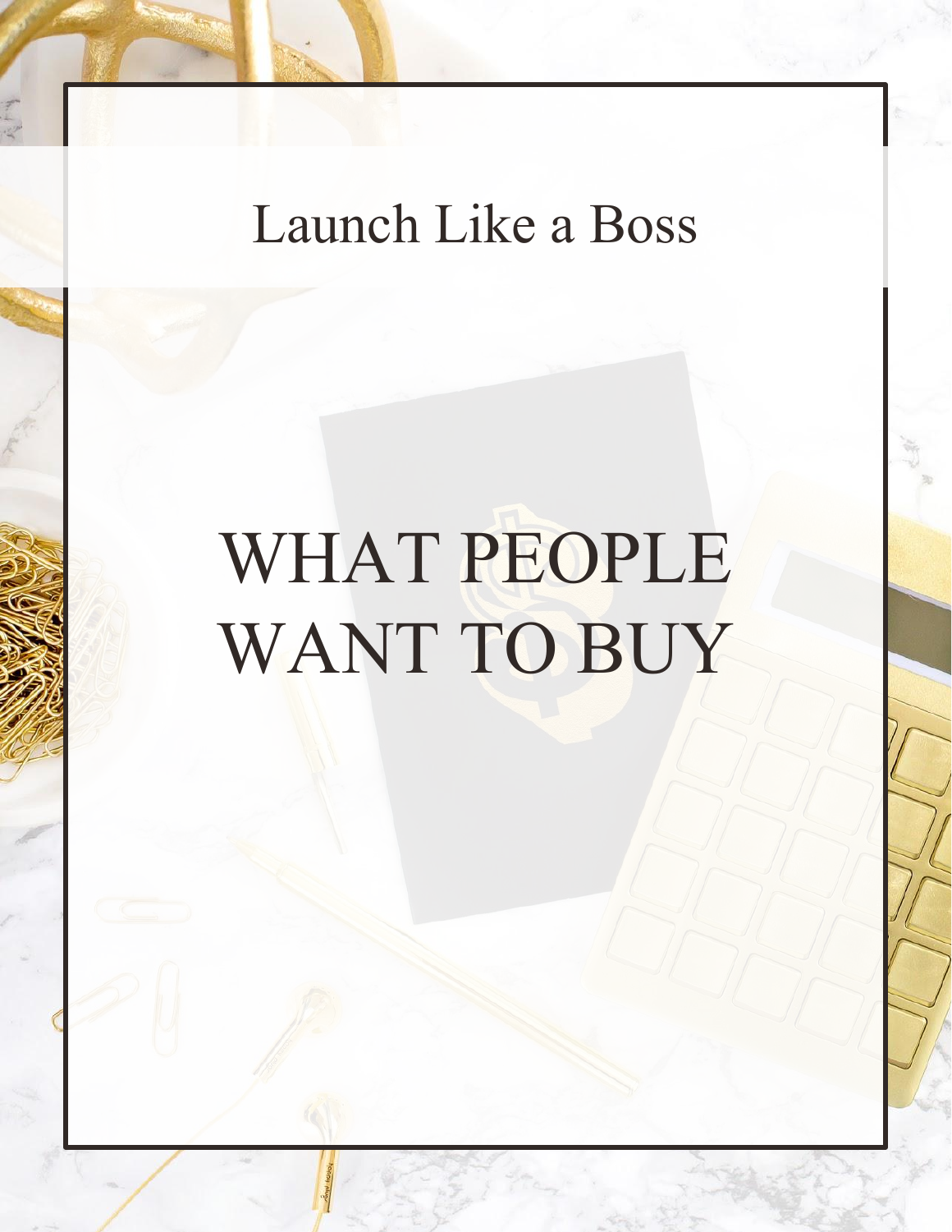Launch Like a Boss

# WHAT PEOPLE WANT TO BUY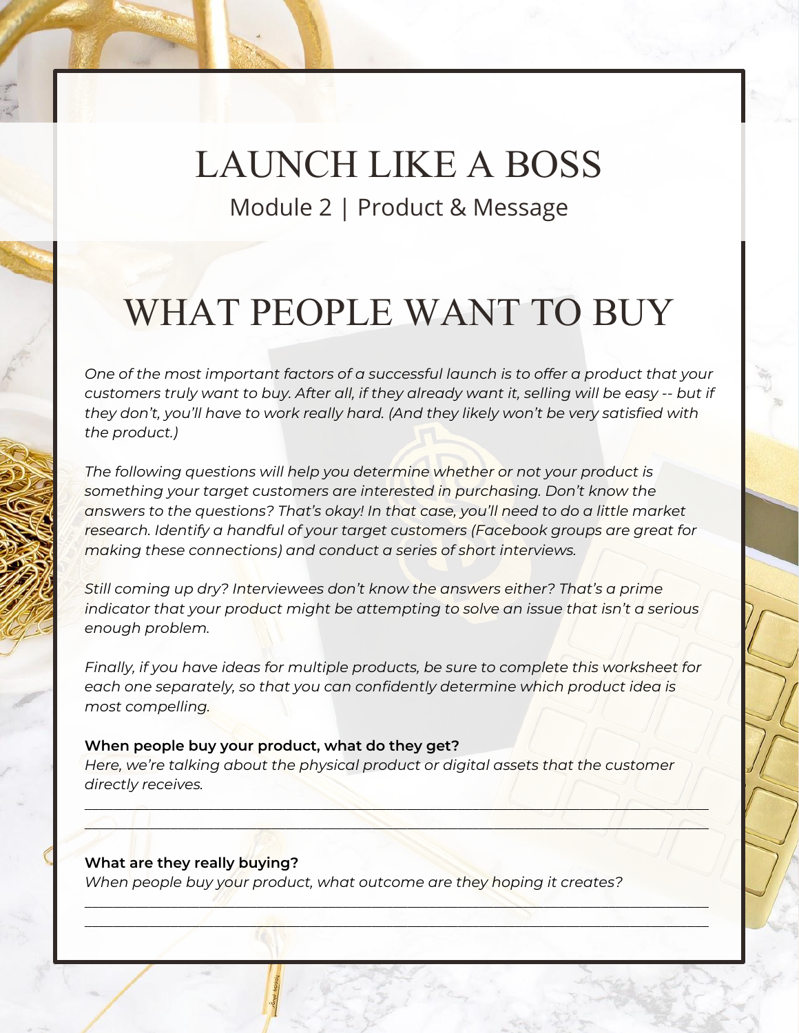# LAUNCH LIKE A BOSS

## Module 2 | Product & Message

# WHAT PEOPLE WANT TO BUY

*One of the most important factors of a successful launch is to offer a product that your customers truly want to buy. After all, if they already want it, selling will be easy -- but if they don't, you'll have to work really hard. (And they likely won't be very satisfied with the product.)*

*The following questions will help you determine whether or not your product is something your target customers are interested in purchasing. Don't know the answers to the questions? That's okay! In that case, you'll need to do a little market research. Identify a handful of your target customers (Facebook groups are great for making these connections) and conduct a series of short interviews.*

*Still coming up dry? Interviewees don't know the answers either? That's a prime indicator that your product might be attempting to solve an issue that isn't a serious enough problem.*

*Finally, if you have ideas for multiple products, be sure to complete this worksheet for each one separately, so that you can confidently determine which product idea is most compelling.*

**When people buy your product, what do they get?**
*Here, we're talking about the physical product or digital assets that the customer directly receives.*

______________________________________________________________________________

______________________________________________________________________________

**What are they really buying?**
*When people buy your product, what outcome are they hoping it creates?*

______________________________________________________________________________

______________________________________________________________________________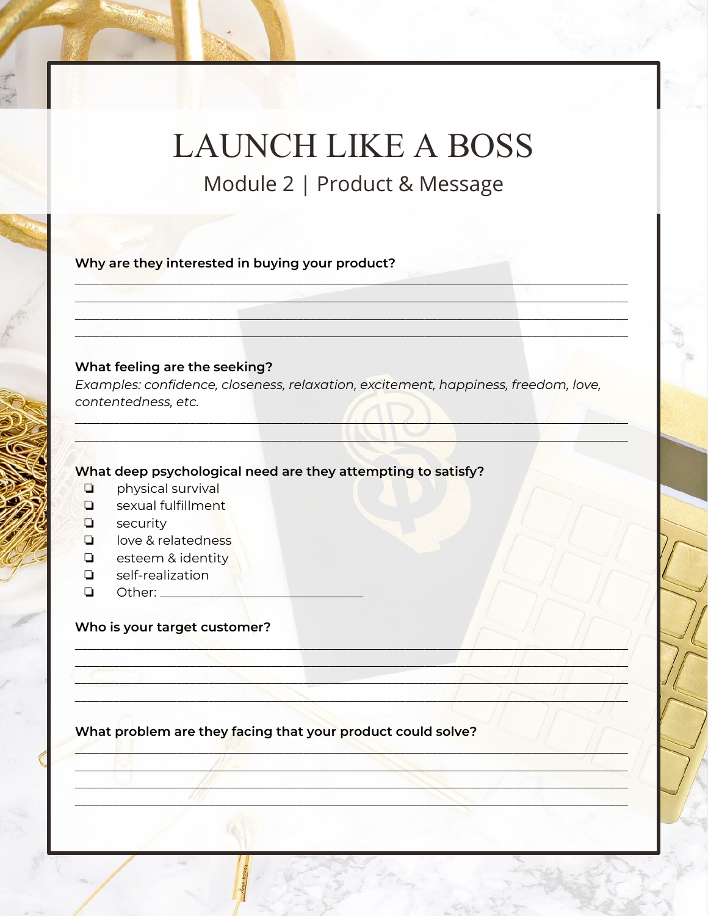# LAUNCH LIKE A BOSS

## Module 2 | Product & Message

**Why are they interested in buying your product?**

\_\_\_\_\_\_\_\_\_\_\_\_\_\_\_\_\_\_\_\_\_\_\_\_\_\_\_\_\_\_\_\_\_\_\_\_\_\_\_\_\_\_\_\_\_\_\_\_\_\_\_\_\_\_\_\_\_\_\_\_\_\_\_\_\_\_\_\_\_\_\_\_

\_\_\_\_\_\_\_\_\_\_\_\_\_\_\_\_\_\_\_\_\_\_\_\_\_\_\_\_\_\_\_\_\_\_\_\_\_\_\_\_\_\_\_\_\_\_\_\_\_\_\_\_\_\_\_\_\_\_\_\_\_\_\_\_\_\_\_\_\_\_\_\_

\_\_\_\_\_\_\_\_\_\_\_\_\_\_\_\_\_\_\_\_\_\_\_\_\_\_\_\_\_\_\_\_\_\_\_\_\_\_\_\_\_\_\_\_\_\_\_\_\_\_\_\_\_\_\_\_\_\_\_\_\_\_\_\_\_\_\_\_\_\_\_\_

\_\_\_\_\_\_\_\_\_\_\_\_\_\_\_\_\_\_\_\_\_\_\_\_\_\_\_\_\_\_\_\_\_\_\_\_\_\_\_\_\_\_\_\_\_\_\_\_\_\_\_\_\_\_\_\_\_\_\_\_\_\_\_\_\_\_\_\_\_\_\_\_

**What feeling are the seeking?**

*Examples: confidence, closeness, relaxation, excitement, happiness, freedom, love, contentedness, etc.*

\_\_\_\_\_\_\_\_\_\_\_\_\_\_\_\_\_\_\_\_\_\_\_\_\_\_\_\_\_\_\_\_\_\_\_\_\_\_\_\_\_\_\_\_\_\_\_\_\_\_\_\_\_\_\_\_\_\_\_\_\_\_\_\_\_\_\_\_\_\_\_\_

\_\_\_\_\_\_\_\_\_\_\_\_\_\_\_\_\_\_\_\_\_\_\_\_\_\_\_\_\_\_\_\_\_\_\_\_\_\_\_\_\_\_\_\_\_\_\_\_\_\_\_\_\_\_\_\_\_\_\_\_\_\_\_\_\_\_\_\_\_\_\_\_

**What deep psychological need are they attempting to satisfy?**

- ❏ physical survival
- ❏ sexual fulfillment
- ❏ security
- ❏ love & relatedness
- ❏ esteem & identity
- ❏ self-realization
- ❏ Other: \_\_\_\_\_\_\_\_\_\_\_\_\_\_\_\_\_\_\_\_\_\_\_\_\_\_\_\_

**Who is your target customer?**

\_\_\_\_\_\_\_\_\_\_\_\_\_\_\_\_\_\_\_\_\_\_\_\_\_\_\_\_\_\_\_\_\_\_\_\_\_\_\_\_\_\_\_\_\_\_\_\_\_\_\_\_\_\_\_\_\_\_\_\_\_\_\_\_\_\_\_\_\_\_\_\_

\_\_\_\_\_\_\_\_\_\_\_\_\_\_\_\_\_\_\_\_\_\_\_\_\_\_\_\_\_\_\_\_\_\_\_\_\_\_\_\_\_\_\_\_\_\_\_\_\_\_\_\_\_\_\_\_\_\_\_\_\_\_\_\_\_\_\_\_\_\_\_\_

\_\_\_\_\_\_\_\_\_\_\_\_\_\_\_\_\_\_\_\_\_\_\_\_\_\_\_\_\_\_\_\_\_\_\_\_\_\_\_\_\_\_\_\_\_\_\_\_\_\_\_\_\_\_\_\_\_\_\_\_\_\_\_\_\_\_\_\_\_\_\_\_

\_\_\_\_\_\_\_\_\_\_\_\_\_\_\_\_\_\_\_\_\_\_\_\_\_\_\_\_\_\_\_\_\_\_\_\_\_\_\_\_\_\_\_\_\_\_\_\_\_\_\_\_\_\_\_\_\_\_\_\_\_\_\_\_\_\_\_\_\_\_\_\_

**What problem are they facing that your product could solve?**

\_\_\_\_\_\_\_\_\_\_\_\_\_\_\_\_\_\_\_\_\_\_\_\_\_\_\_\_\_\_\_\_\_\_\_\_\_\_\_\_\_\_\_\_\_\_\_\_\_\_\_\_\_\_\_\_\_\_\_\_\_\_\_\_\_\_\_\_\_\_\_\_

\_\_\_\_\_\_\_\_\_\_\_\_\_\_\_\_\_\_\_\_\_\_\_\_\_\_\_\_\_\_\_\_\_\_\_\_\_\_\_\_\_\_\_\_\_\_\_\_\_\_\_\_\_\_\_\_\_\_\_\_\_\_\_\_\_\_\_\_\_\_\_\_

\_\_\_\_\_\_\_\_\_\_\_\_\_\_\_\_\_\_\_\_\_\_\_\_\_\_\_\_\_\_\_\_\_\_\_\_\_\_\_\_\_\_\_\_\_\_\_\_\_\_\_\_\_\_\_\_\_\_\_\_\_\_\_\_\_\_\_\_\_\_\_\_

\_\_\_\_\_\_\_\_\_\_\_\_\_\_\_\_\_\_\_\_\_\_\_\_\_\_\_\_\_\_\_\_\_\_\_\_\_\_\_\_\_\_\_\_\_\_\_\_\_\_\_\_\_\_\_\_\_\_\_\_\_\_\_\_\_\_\_\_\_\_\_\_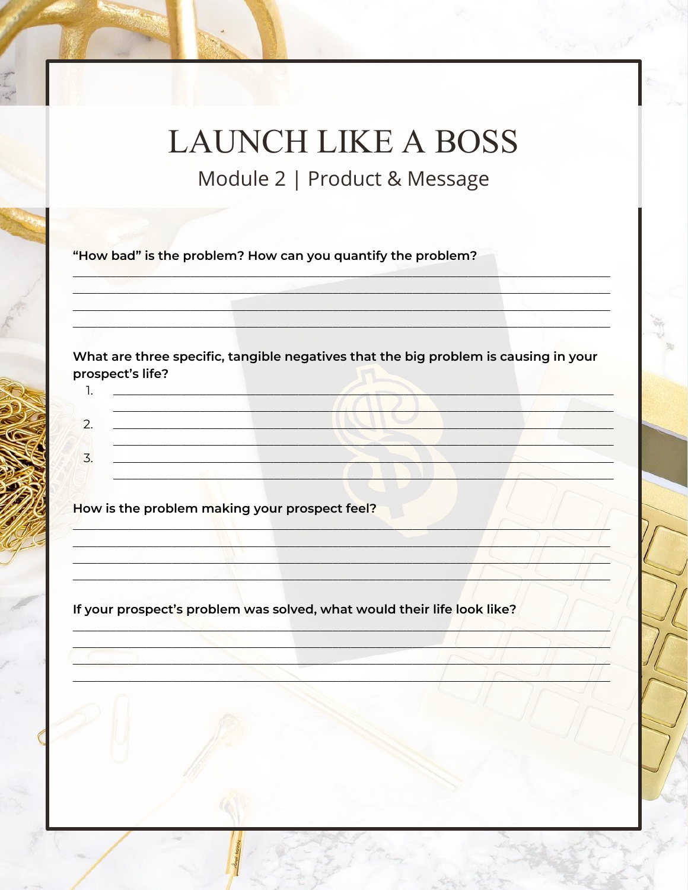# LAUNCH LIKE A BOSS

## Module 2 | Product & Message

**"How bad" is the problem? How can you quantify the problem?**

\_\_\_\_\_\_\_\_\_\_\_\_\_\_\_\_\_\_\_\_\_\_\_\_\_\_\_\_\_\_\_\_\_\_\_\_\_\_\_\_\_\_\_\_\_\_\_\_\_\_\_\_\_\_\_\_\_\_\_\_\_\_\_\_\_\_\_\_\_\_\_\_\_\_\_\_

\_\_\_\_\_\_\_\_\_\_\_\_\_\_\_\_\_\_\_\_\_\_\_\_\_\_\_\_\_\_\_\_\_\_\_\_\_\_\_\_\_\_\_\_\_\_\_\_\_\_\_\_\_\_\_\_\_\_\_\_\_\_\_\_\_\_\_\_\_\_\_\_\_\_\_\_

\_\_\_\_\_\_\_\_\_\_\_\_\_\_\_\_\_\_\_\_\_\_\_\_\_\_\_\_\_\_\_\_\_\_\_\_\_\_\_\_\_\_\_\_\_\_\_\_\_\_\_\_\_\_\_\_\_\_\_\_\_\_\_\_\_\_\_\_\_\_\_\_\_\_\_\_

\_\_\_\_\_\_\_\_\_\_\_\_\_\_\_\_\_\_\_\_\_\_\_\_\_\_\_\_\_\_\_\_\_\_\_\_\_\_\_\_\_\_\_\_\_\_\_\_\_\_\_\_\_\_\_\_\_\_\_\_\_\_\_\_\_\_\_\_\_\_\_\_\_\_\_\_

**What are three specific, tangible negatives that the big problem is causing in your prospect's life?**

1. \_\_\_\_\_\_\_\_\_\_\_\_\_\_\_\_\_\_\_\_\_\_\_\_\_\_\_\_\_\_\_\_\_\_\_\_\_\_\_\_\_\_\_\_\_\_\_\_\_\_\_\_\_\_\_\_\_\_\_\_\_\_\_\_\_\_\_\_\_\_\_\_
   \_\_\_\_\_\_\_\_\_\_\_\_\_\_\_\_\_\_\_\_\_\_\_\_\_\_\_\_\_\_\_\_\_\_\_\_\_\_\_\_\_\_\_\_\_\_\_\_\_\_\_\_\_\_\_\_\_\_\_\_\_\_\_\_\_\_\_\_\_\_\_\_
2. \_\_\_\_\_\_\_\_\_\_\_\_\_\_\_\_\_\_\_\_\_\_\_\_\_\_\_\_\_\_\_\_\_\_\_\_\_\_\_\_\_\_\_\_\_\_\_\_\_\_\_\_\_\_\_\_\_\_\_\_\_\_\_\_\_\_\_\_\_\_\_\_
   \_\_\_\_\_\_\_\_\_\_\_\_\_\_\_\_\_\_\_\_\_\_\_\_\_\_\_\_\_\_\_\_\_\_\_\_\_\_\_\_\_\_\_\_\_\_\_\_\_\_\_\_\_\_\_\_\_\_\_\_\_\_\_\_\_\_\_\_\_\_\_\_
3. \_\_\_\_\_\_\_\_\_\_\_\_\_\_\_\_\_\_\_\_\_\_\_\_\_\_\_\_\_\_\_\_\_\_\_\_\_\_\_\_\_\_\_\_\_\_\_\_\_\_\_\_\_\_\_\_\_\_\_\_\_\_\_\_\_\_\_\_\_\_\_\_
   \_\_\_\_\_\_\_\_\_\_\_\_\_\_\_\_\_\_\_\_\_\_\_\_\_\_\_\_\_\_\_\_\_\_\_\_\_\_\_\_\_\_\_\_\_\_\_\_\_\_\_\_\_\_\_\_\_\_\_\_\_\_\_\_\_\_\_\_\_\_\_\_

**How is the problem making your prospect feel?**

\_\_\_\_\_\_\_\_\_\_\_\_\_\_\_\_\_\_\_\_\_\_\_\_\_\_\_\_\_\_\_\_\_\_\_\_\_\_\_\_\_\_\_\_\_\_\_\_\_\_\_\_\_\_\_\_\_\_\_\_\_\_\_\_\_\_\_\_\_\_\_\_\_\_\_\_

\_\_\_\_\_\_\_\_\_\_\_\_\_\_\_\_\_\_\_\_\_\_\_\_\_\_\_\_\_\_\_\_\_\_\_\_\_\_\_\_\_\_\_\_\_\_\_\_\_\_\_\_\_\_\_\_\_\_\_\_\_\_\_\_\_\_\_\_\_\_\_\_\_\_\_\_

\_\_\_\_\_\_\_\_\_\_\_\_\_\_\_\_\_\_\_\_\_\_\_\_\_\_\_\_\_\_\_\_\_\_\_\_\_\_\_\_\_\_\_\_\_\_\_\_\_\_\_\_\_\_\_\_\_\_\_\_\_\_\_\_\_\_\_\_\_\_\_\_\_\_\_\_

\_\_\_\_\_\_\_\_\_\_\_\_\_\_\_\_\_\_\_\_\_\_\_\_\_\_\_\_\_\_\_\_\_\_\_\_\_\_\_\_\_\_\_\_\_\_\_\_\_\_\_\_\_\_\_\_\_\_\_\_\_\_\_\_\_\_\_\_\_\_\_\_\_\_\_\_

**If your prospect's problem was solved, what would their life look like?**

\_\_\_\_\_\_\_\_\_\_\_\_\_\_\_\_\_\_\_\_\_\_\_\_\_\_\_\_\_\_\_\_\_\_\_\_\_\_\_\_\_\_\_\_\_\_\_\_\_\_\_\_\_\_\_\_\_\_\_\_\_\_\_\_\_\_\_\_\_\_\_\_\_\_\_\_

\_\_\_\_\_\_\_\_\_\_\_\_\_\_\_\_\_\_\_\_\_\_\_\_\_\_\_\_\_\_\_\_\_\_\_\_\_\_\_\_\_\_\_\_\_\_\_\_\_\_\_\_\_\_\_\_\_\_\_\_\_\_\_\_\_\_\_\_\_\_\_\_\_\_\_\_

\_\_\_\_\_\_\_\_\_\_\_\_\_\_\_\_\_\_\_\_\_\_\_\_\_\_\_\_\_\_\_\_\_\_\_\_\_\_\_\_\_\_\_\_\_\_\_\_\_\_\_\_\_\_\_\_\_\_\_\_\_\_\_\_\_\_\_\_\_\_\_\_\_\_\_\_

\_\_\_\_\_\_\_\_\_\_\_\_\_\_\_\_\_\_\_\_\_\_\_\_\_\_\_\_\_\_\_\_\_\_\_\_\_\_\_\_\_\_\_\_\_\_\_\_\_\_\_\_\_\_\_\_\_\_\_\_\_\_\_\_\_\_\_\_\_\_\_\_\_\_\_\_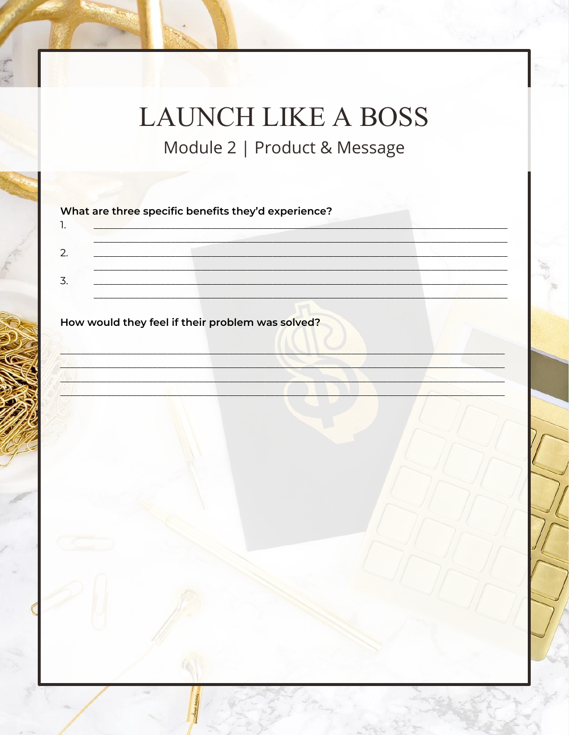# LAUNCH LIKE A BOSS

## Module 2 | Product & Message

**What are three specific benefits they'd experience?**

1. ______________________________________________________________
   ______________________________________________________________
2. ______________________________________________________________
   ______________________________________________________________
3. ______________________________________________________________
   ______________________________________________________________

**How would they feel if their problem was solved?**

______________________________________________________________
______________________________________________________________
______________________________________________________________
______________________________________________________________